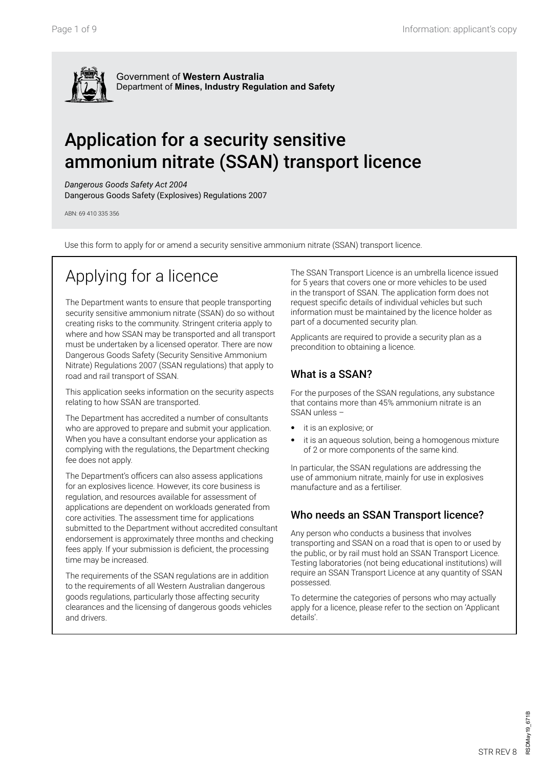Government of **Western Australia**
Department of **Mines, Industry Regulation and Safety**

# Application for a security sensitive ammonium nitrate (SSAN) transport licence

*Dangerous Goods Safety Act 2004*
Dangerous Goods Safety (Explosives) Regulations 2007

ABN: 69 410 335 356

Use this form to apply for or amend a security sensitive ammonium nitrate (SSAN) transport licence.

## Applying for a licence

The Department wants to ensure that people transporting security sensitive ammonium nitrate (SSAN) do so without creating risks to the community. Stringent criteria apply to where and how SSAN may be transported and all transport must be undertaken by a licensed operator. There are now Dangerous Goods Safety (Security Sensitive Ammonium Nitrate) Regulations 2007 (SSAN regulations) that apply to road and rail transport of SSAN.

This application seeks information on the security aspects relating to how SSAN are transported.

The Department has accredited a number of consultants who are approved to prepare and submit your application. When you have a consultant endorse your application as complying with the regulations, the Department checking fee does not apply.

The Department's officers can also assess applications for an explosives licence. However, its core business is regulation, and resources available for assessment of applications are dependent on workloads generated from core activities. The assessment time for applications submitted to the Department without accredited consultant endorsement is approximately three months and checking fees apply. If your submission is deficient, the processing time may be increased.

The requirements of the SSAN regulations are in addition to the requirements of all Western Australian dangerous goods regulations, particularly those affecting security clearances and the licensing of dangerous goods vehicles and drivers.

The SSAN Transport Licence is an umbrella licence issued for 5 years that covers one or more vehicles to be used in the transport of SSAN. The application form does not request specific details of individual vehicles but such information must be maintained by the licence holder as part of a documented security plan.

Applicants are required to provide a security plan as a precondition to obtaining a licence.

### What is a SSAN?

For the purposes of the SSAN regulations, any substance that contains more than 45% ammonium nitrate is an SSAN unless –

- it is an explosive; or
- it is an aqueous solution, being a homogenous mixture of 2 or more components of the same kind.

In particular, the SSAN regulations are addressing the use of ammonium nitrate, mainly for use in explosives manufacture and as a fertiliser.

### Who needs an SSAN Transport licence?

Any person who conducts a business that involves transporting and SSAN on a road that is open to or used by the public, or by rail must hold an SSAN Transport Licence. Testing laboratories (not being educational institutions) will require an SSAN Transport Licence at any quantity of SSAN possessed.

To determine the categories of persons who may actually apply for a licence, please refer to the section on 'Applicant details'.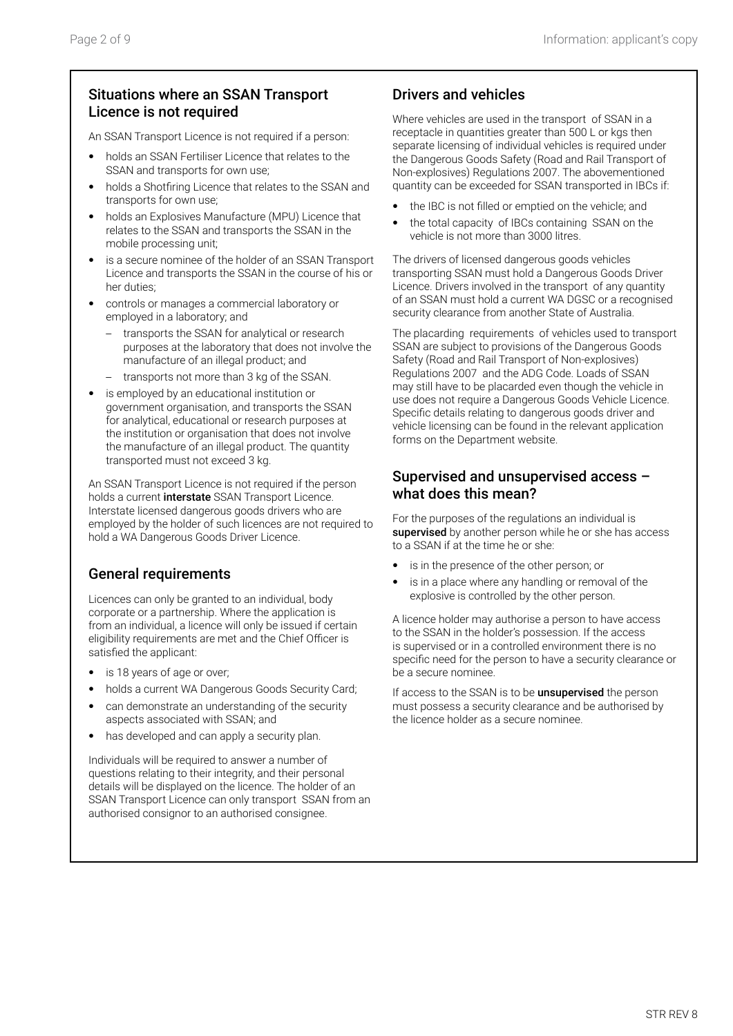## Situations where an SSAN Transport Licence is not required

An SSAN Transport Licence is not required if a person:

- holds an SSAN Fertiliser Licence that relates to the SSAN and transports for own use;
- holds a Shotfiring Licence that relates to the SSAN and transports for own use;
- holds an Explosives Manufacture (MPU) Licence that relates to the SSAN and transports the SSAN in the mobile processing unit;
- is a secure nominee of the holder of an SSAN Transport Licence and transports the SSAN in the course of his or her duties;
- controls or manages a commercial laboratory or employed in a laboratory; and
  - transports the SSAN for analytical or research purposes at the laboratory that does not involve the manufacture of an illegal product; and
  - transports not more than 3 kg of the SSAN.
- is employed by an educational institution or government organisation, and transports the SSAN for analytical, educational or research purposes at the institution or organisation that does not involve the manufacture of an illegal product. The quantity transported must not exceed 3 kg.

An SSAN Transport Licence is not required if the person holds a current **interstate** SSAN Transport Licence. Interstate licensed dangerous goods drivers who are employed by the holder of such licences are not required to hold a WA Dangerous Goods Driver Licence.

## General requirements

Licences can only be granted to an individual, body corporate or a partnership. Where the application is from an individual, a licence will only be issued if certain eligibility requirements are met and the Chief Officer is satisfied the applicant:

- is 18 years of age or over;
- holds a current WA Dangerous Goods Security Card;
- can demonstrate an understanding of the security aspects associated with SSAN; and
- has developed and can apply a security plan.

Individuals will be required to answer a number of questions relating to their integrity, and their personal details will be displayed on the licence. The holder of an SSAN Transport Licence can only transport SSAN from an authorised consignor to an authorised consignee.

## Drivers and vehicles

Where vehicles are used in the transport of SSAN in a receptacle in quantities greater than 500 L or kgs then separate licensing of individual vehicles is required under the Dangerous Goods Safety (Road and Rail Transport of Non-explosives) Regulations 2007. The abovementioned quantity can be exceeded for SSAN transported in IBCs if:

- the IBC is not filled or emptied on the vehicle; and
- the total capacity of IBCs containing SSAN on the vehicle is not more than 3000 litres.

The drivers of licensed dangerous goods vehicles transporting SSAN must hold a Dangerous Goods Driver Licence. Drivers involved in the transport of any quantity of an SSAN must hold a current WA DGSC or a recognised security clearance from another State of Australia.

The placarding requirements of vehicles used to transport SSAN are subject to provisions of the Dangerous Goods Safety (Road and Rail Transport of Non-explosives) Regulations 2007 and the ADG Code. Loads of SSAN may still have to be placarded even though the vehicle in use does not require a Dangerous Goods Vehicle Licence. Specific details relating to dangerous goods driver and vehicle licensing can be found in the relevant application forms on the Department website.

## Supervised and unsupervised access – what does this mean?

For the purposes of the regulations an individual is **supervised** by another person while he or she has access to a SSAN if at the time he or she:

- is in the presence of the other person; or
- is in a place where any handling or removal of the explosive is controlled by the other person.

A licence holder may authorise a person to have access to the SSAN in the holder's possession. If the access is supervised or in a controlled environment there is no specific need for the person to have a security clearance or be a secure nominee.

If access to the SSAN is to be **unsupervised** the person must possess a security clearance and be authorised by the licence holder as a secure nominee.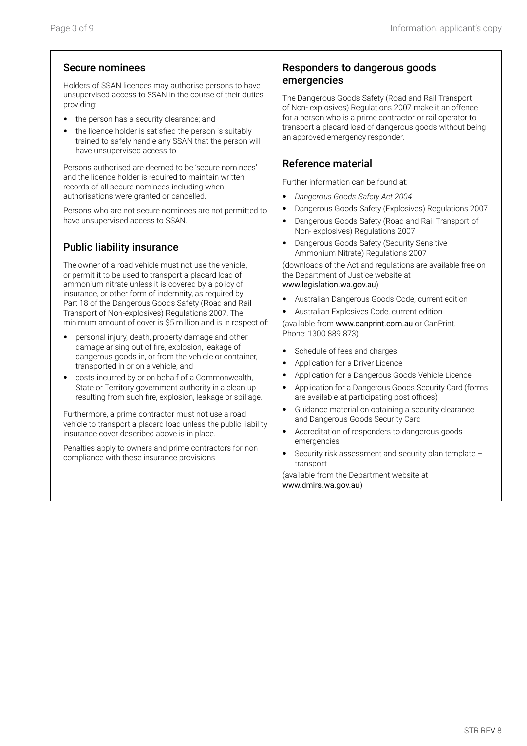## Secure nominees

Holders of SSAN licences may authorise persons to have unsupervised access to SSAN in the course of their duties providing:

- the person has a security clearance; and
- the licence holder is satisfied the person is suitably trained to safely handle any SSAN that the person will have unsupervised access to.

Persons authorised are deemed to be 'secure nominees' and the licence holder is required to maintain written records of all secure nominees including when authorisations were granted or cancelled.

Persons who are not secure nominees are not permitted to have unsupervised access to SSAN.

## Public liability insurance

The owner of a road vehicle must not use the vehicle, or permit it to be used to transport a placard load of ammonium nitrate unless it is covered by a policy of insurance, or other form of indemnity, as required by Part 18 of the Dangerous Goods Safety (Road and Rail Transport of Non-explosives) Regulations 2007. The minimum amount of cover is $5 million and is in respect of:

- personal injury, death, property damage and other damage arising out of fire, explosion, leakage of dangerous goods in, or from the vehicle or container, transported in or on a vehicle; and
- costs incurred by or on behalf of a Commonwealth, State or Territory government authority in a clean up resulting from such fire, explosion, leakage or spillage.

Furthermore, a prime contractor must not use a road vehicle to transport a placard load unless the public liability insurance cover described above is in place.

Penalties apply to owners and prime contractors for non compliance with these insurance provisions.

## Responders to dangerous goods emergencies

The Dangerous Goods Safety (Road and Rail Transport of Non- explosives) Regulations 2007 make it an offence for a person who is a prime contractor or rail operator to transport a placard load of dangerous goods without being an approved emergency responder.

## Reference material

Further information can be found at:

- *Dangerous Goods Safety Act 2004*
- Dangerous Goods Safety (Explosives) Regulations 2007
- Dangerous Goods Safety (Road and Rail Transport of Non- explosives) Regulations 2007
- Dangerous Goods Safety (Security Sensitive Ammonium Nitrate) Regulations 2007

(downloads of the Act and regulations are available free on the Department of Justice website at www.legislation.wa.gov.au)

- Australian Dangerous Goods Code, current edition
- Australian Explosives Code, current edition

(available from www.canprint.com.au or CanPrint. Phone: 1300 889 873)

- Schedule of fees and charges
- Application for a Driver Licence
- Application for a Dangerous Goods Vehicle Licence
- Application for a Dangerous Goods Security Card (forms are available at participating post offices)
- Guidance material on obtaining a security clearance and Dangerous Goods Security Card
- Accreditation of responders to dangerous goods emergencies
- Security risk assessment and security plan template – transport

(available from the Department website at www.dmirs.wa.gov.au)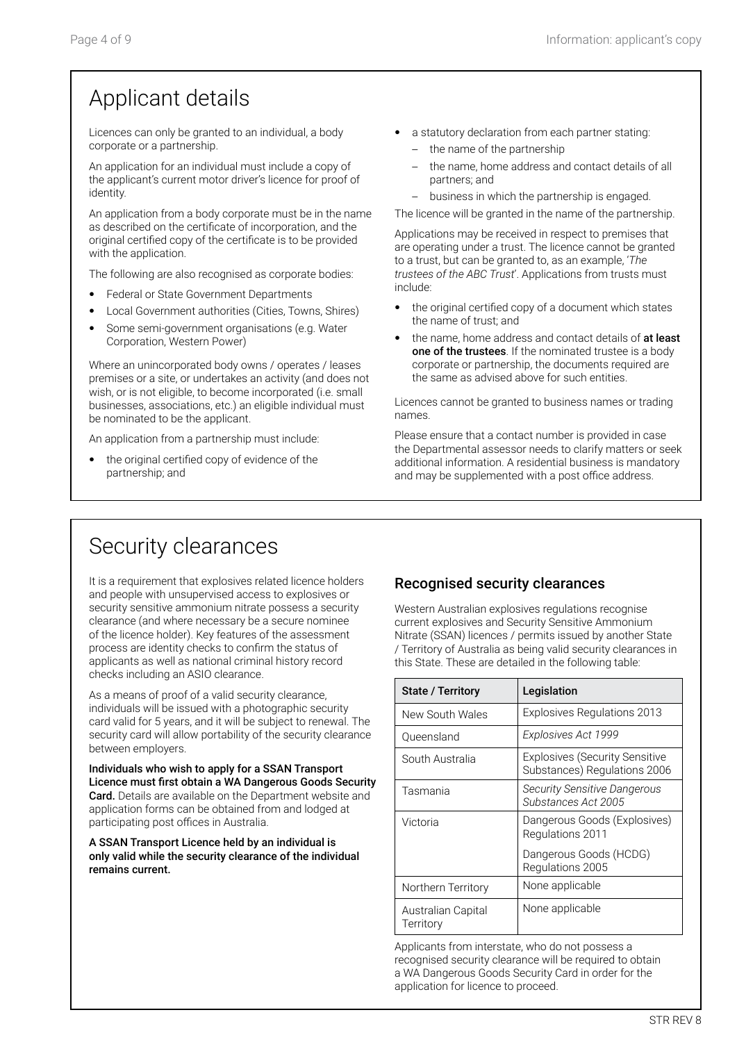# Applicant details

Licences can only be granted to an individual, a body corporate or a partnership.

An application for an individual must include a copy of the applicant's current motor driver's licence for proof of identity.

An application from a body corporate must be in the name as described on the certificate of incorporation, and the original certified copy of the certificate is to be provided with the application.

The following are also recognised as corporate bodies:

- Federal or State Government Departments
- Local Government authorities (Cities, Towns, Shires)
- Some semi-government organisations (e.g. Water Corporation, Western Power)

Where an unincorporated body owns / operates / leases premises or a site, or undertakes an activity (and does not wish, or is not eligible, to become incorporated (i.e. small businesses, associations, etc.) an eligible individual must be nominated to be the applicant.

An application from a partnership must include:

- the original certified copy of evidence of the partnership; and
- a statutory declaration from each partner stating:
  - the name of the partnership
  - the name, home address and contact details of all partners; and
  - business in which the partnership is engaged.

The licence will be granted in the name of the partnership.

Applications may be received in respect to premises that are operating under a trust. The licence cannot be granted to a trust, but can be granted to, as an example, '*The trustees of the ABC Trust*'. Applications from trusts must include:

- the original certified copy of a document which states the name of trust; and
- the name, home address and contact details of **at least one of the trustees**. If the nominated trustee is a body corporate or partnership, the documents required are the same as advised above for such entities.

Licences cannot be granted to business names or trading names.

Please ensure that a contact number is provided in case the Departmental assessor needs to clarify matters or seek additional information. A residential business is mandatory and may be supplemented with a post office address.

# Security clearances

It is a requirement that explosives related licence holders and people with unsupervised access to explosives or security sensitive ammonium nitrate possess a security clearance (and where necessary be a secure nominee of the licence holder). Key features of the assessment process are identity checks to confirm the status of applicants as well as national criminal history record checks including an ASIO clearance.

As a means of proof of a valid security clearance, individuals will be issued with a photographic security card valid for 5 years, and it will be subject to renewal. The security card will allow portability of the security clearance between employers.

**Individuals who wish to apply for a SSAN Transport Licence must first obtain a WA Dangerous Goods Security Card.** Details are available on the Department website and application forms can be obtained from and lodged at participating post offices in Australia.

**A SSAN Transport Licence held by an individual is only valid while the security clearance of the individual remains current.**

## Recognised security clearances

Western Australian explosives regulations recognise current explosives and Security Sensitive Ammonium Nitrate (SSAN) licences / permits issued by another State / Territory of Australia as being valid security clearances in this State. These are detailed in the following table:

| State / Territory | Legislation |
|---|---|
| New South Wales | Explosives Regulations 2013 |
| Queensland | *Explosives Act 1999* |
| South Australia | Explosives (Security Sensitive Substances) Regulations 2006 |
| Tasmania | *Security Sensitive Dangerous Substances Act 2005* |
| Victoria | Dangerous Goods (Explosives) Regulations 2011<br>Dangerous Goods (HCDG) Regulations 2005 |
| Northern Territory | None applicable |
| Australian Capital Territory | None applicable |

Applicants from interstate, who do not possess a recognised security clearance will be required to obtain a WA Dangerous Goods Security Card in order for the application for licence to proceed.

STR REV 8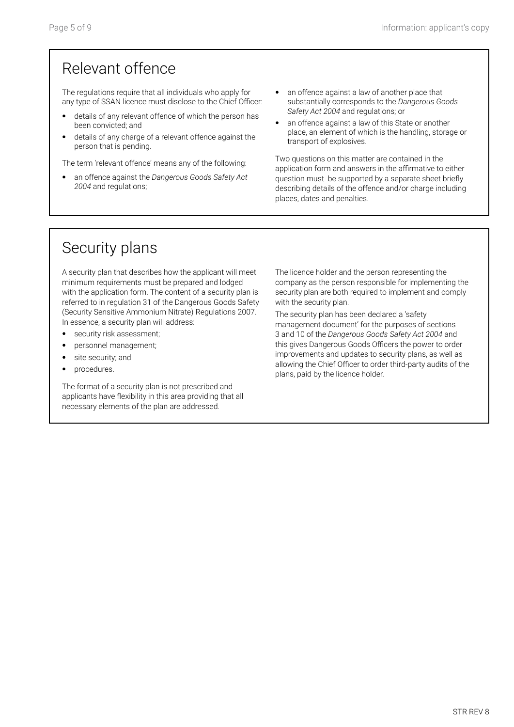## Relevant offence

The regulations require that all individuals who apply for any type of SSAN licence must disclose to the Chief Officer:

- details of any relevant offence of which the person has been convicted; and
- details of any charge of a relevant offence against the person that is pending.

The term 'relevant offence' means any of the following:

- an offence against the *Dangerous Goods Safety Act 2004* and regulations;
- an offence against a law of another place that substantially corresponds to the *Dangerous Goods Safety Act 2004* and regulations; or
- an offence against a law of this State or another place, an element of which is the handling, storage or transport of explosives.

Two questions on this matter are contained in the application form and answers in the affirmative to either question must be supported by a separate sheet briefly describing details of the offence and/or charge including places, dates and penalties.

## Security plans

A security plan that describes how the applicant will meet minimum requirements must be prepared and lodged with the application form. The content of a security plan is referred to in regulation 31 of the Dangerous Goods Safety (Security Sensitive Ammonium Nitrate) Regulations 2007. In essence, a security plan will address:

- security risk assessment;
- personnel management;
- site security; and
- procedures.

The format of a security plan is not prescribed and applicants have flexibility in this area providing that all necessary elements of the plan are addressed.

The licence holder and the person representing the company as the person responsible for implementing the security plan are both required to implement and comply with the security plan.

The security plan has been declared a 'safety management document' for the purposes of sections 3 and 10 of the *Dangerous Goods Safety Act 2004* and this gives Dangerous Goods Officers the power to order improvements and updates to security plans, as well as allowing the Chief Officer to order third-party audits of the plans, paid by the licence holder.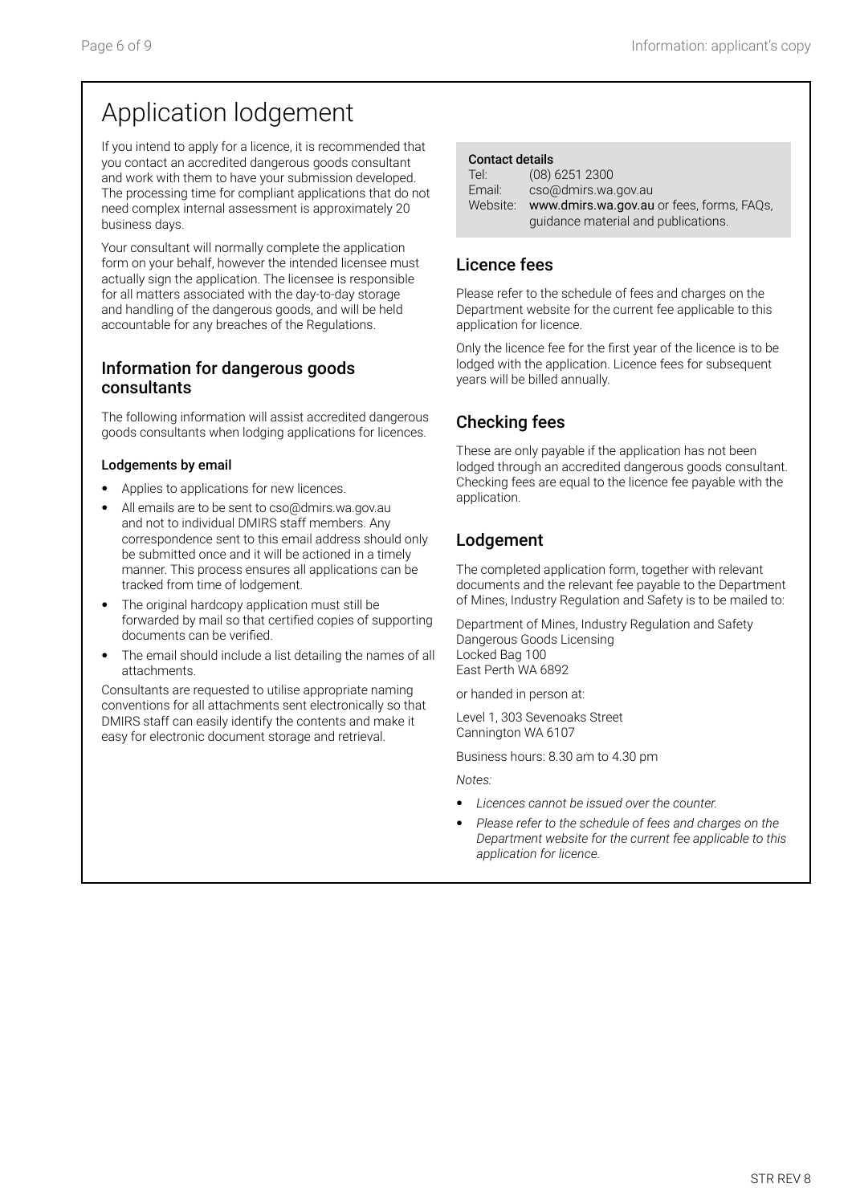# Application lodgement

If you intend to apply for a licence, it is recommended that you contact an accredited dangerous goods consultant and work with them to have your submission developed. The processing time for compliant applications that do not need complex internal assessment is approximately 20 business days.

Your consultant will normally complete the application form on your behalf, however the intended licensee must actually sign the application. The licensee is responsible for all matters associated with the day-to-day storage and handling of the dangerous goods, and will be held accountable for any breaches of the Regulations.

## Information for dangerous goods consultants

The following information will assist accredited dangerous goods consultants when lodging applications for licences.

**Lodgements by email**

- Applies to applications for new licences.
- All emails are to be sent to cso@dmirs.wa.gov.au and not to individual DMIRS staff members. Any correspondence sent to this email address should only be submitted once and it will be actioned in a timely manner. This process ensures all applications can be tracked from time of lodgement.
- The original hardcopy application must still be forwarded by mail so that certified copies of supporting documents can be verified.
- The email should include a list detailing the names of all attachments.

Consultants are requested to utilise appropriate naming conventions for all attachments sent electronically so that DMIRS staff can easily identify the contents and make it easy for electronic document storage and retrieval.

**Contact details**

Tel: (08) 6251 2300
Email: cso@dmirs.wa.gov.au
Website: **www.dmirs.wa.gov.au** or fees, forms, FAQs, guidance material and publications.

## Licence fees

Please refer to the schedule of fees and charges on the Department website for the current fee applicable to this application for licence.

Only the licence fee for the first year of the licence is to be lodged with the application. Licence fees for subsequent years will be billed annually.

## Checking fees

These are only payable if the application has not been lodged through an accredited dangerous goods consultant. Checking fees are equal to the licence fee payable with the application.

## Lodgement

The completed application form, together with relevant documents and the relevant fee payable to the Department of Mines, Industry Regulation and Safety is to be mailed to:

Department of Mines, Industry Regulation and Safety
Dangerous Goods Licensing
Locked Bag 100
East Perth WA 6892

or handed in person at:

Level 1, 303 Sevenoaks Street
Cannington WA 6107

Business hours: 8.30 am to 4.30 pm

*Notes:*

- *Licences cannot be issued over the counter.*
- *Please refer to the schedule of fees and charges on the Department website for the current fee applicable to this application for licence.*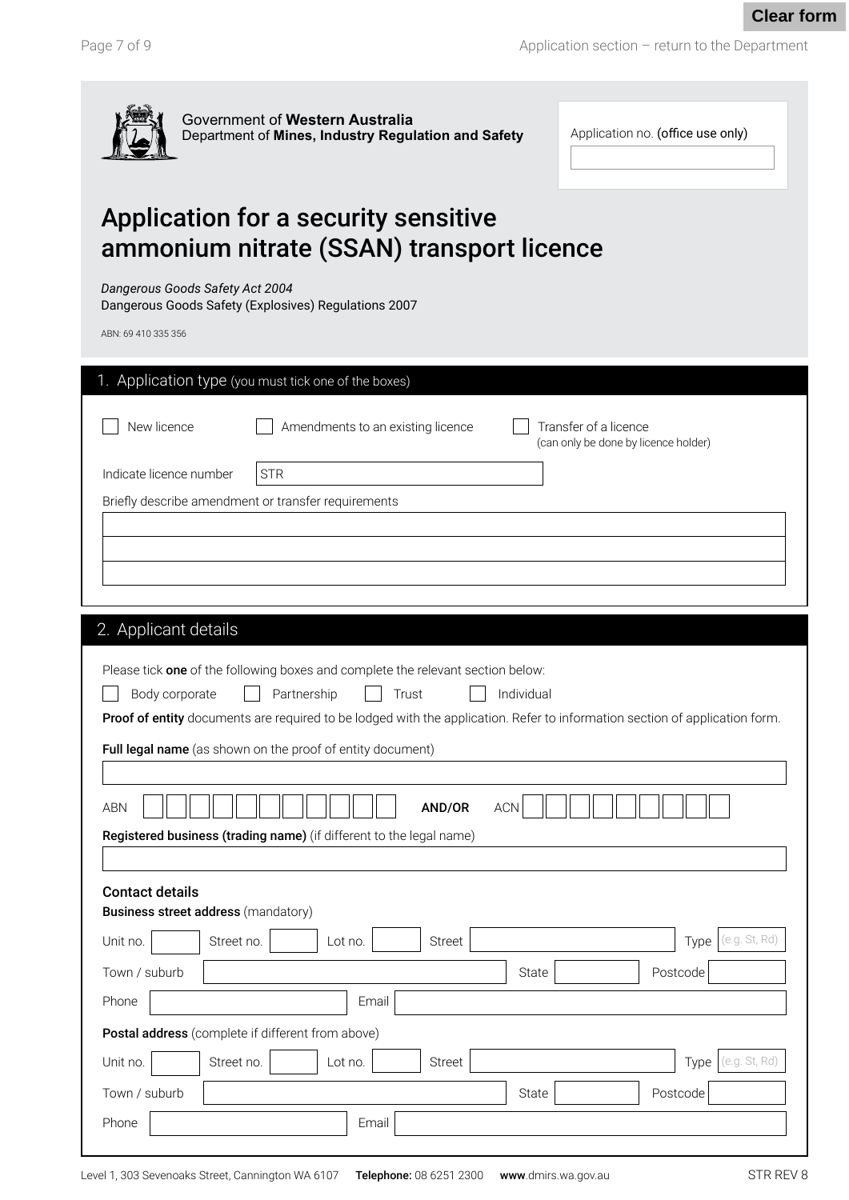Government of **Western Australia**
Department of **Mines, Industry Regulation and Safety**

Application no. (office use only)

# Application for a security sensitive ammonium nitrate (SSAN) transport licence

*Dangerous Goods Safety Act 2004*
Dangerous Goods Safety (Explosives) Regulations 2007

ABN: 69 410 335 356

## 1. Application type (you must tick one of the boxes)

☐ New licence ☐ Amendments to an existing licence ☐ Transfer of a licence (can only be done by licence holder)

Indicate licence number: STR

Briefly describe amendment or transfer requirements

## 2. Applicant details

Please tick **one** of the following boxes and complete the relevant section below:

☐ Body corporate ☐ Partnership ☐ Trust ☐ Individual

**Proof of entity** documents are required to be lodged with the application. Refer to information section of application form.

**Full legal name** (as shown on the proof of entity document)

ABN **AND/OR** ACN

**Registered business (trading name)** (if different to the legal name)

### Contact details

**Business street address** (mandatory)

Unit no. | Street no. | Lot no. | Street | Type (e.g. St, Rd)

Town / suburb | State | Postcode

Phone | Email

**Postal address** (complete if different from above)

Unit no. | Street no. | Lot no. | Street | Type (e.g. St, Rd)

Town / suburb | State | Postcode

Phone | Email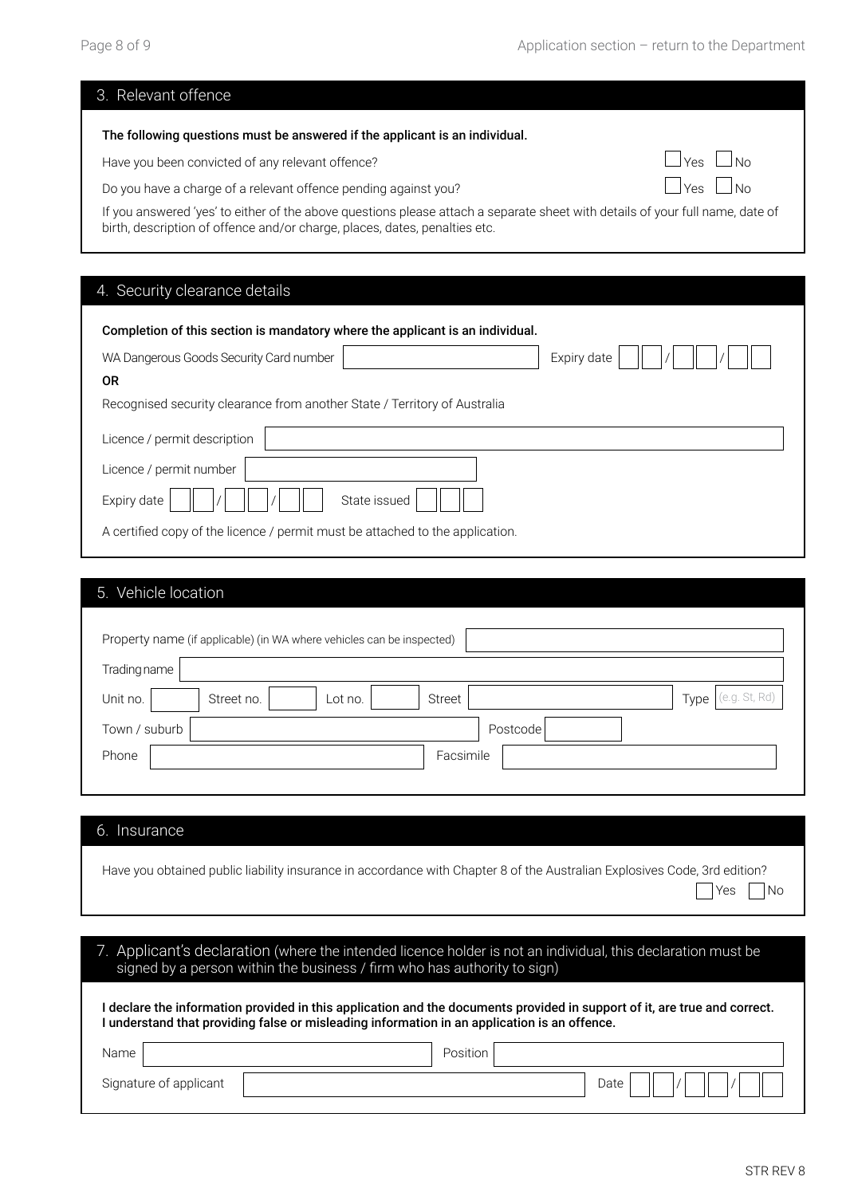## 3. Relevant offence

**The following questions must be answered if the applicant is an individual.**

Have you been convicted of any relevant offence? ☐ Yes ☐ No

Do you have a charge of a relevant offence pending against you? ☐ Yes ☐ No

If you answered 'yes' to either of the above questions please attach a separate sheet with details of your full name, date of birth, description of offence and/or charge, places, dates, penalties etc.

## 4. Security clearance details

**Completion of this section is mandatory where the applicant is an individual.**

WA Dangerous Goods Security Card number __________ Expiry date __ __ / __ __ / __ __

**OR**

Recognised security clearance from another State / Territory of Australia

Licence / permit description __________

Licence / permit number __________

Expiry date __ __ / __ __ / __ __ State issued __ __ __

A certified copy of the licence / permit must be attached to the application.

## 5. Vehicle location

Property name (if applicable) (in WA where vehicles can be inspected) __________

Trading name __________

Unit no. ______ Street no. ______ Lot no. ______ Street __________ Type (e.g. St, Rd)

Town / suburb __________ Postcode ______

Phone __________ Facsimile __________

## 6. Insurance

Have you obtained public liability insurance in accordance with Chapter 8 of the Australian Explosives Code, 3rd edition? ☐ Yes ☐ No

## 7. Applicant's declaration (where the intended licence holder is not an individual, this declaration must be signed by a person within the business / firm who has authority to sign)

**I declare the information provided in this application and the documents provided in support of it, are true and correct. I understand that providing false or misleading information in an application is an offence.**

Name __________ Position __________

Signature of applicant __________ Date __ __ / __ __ / __ __

STR REV 8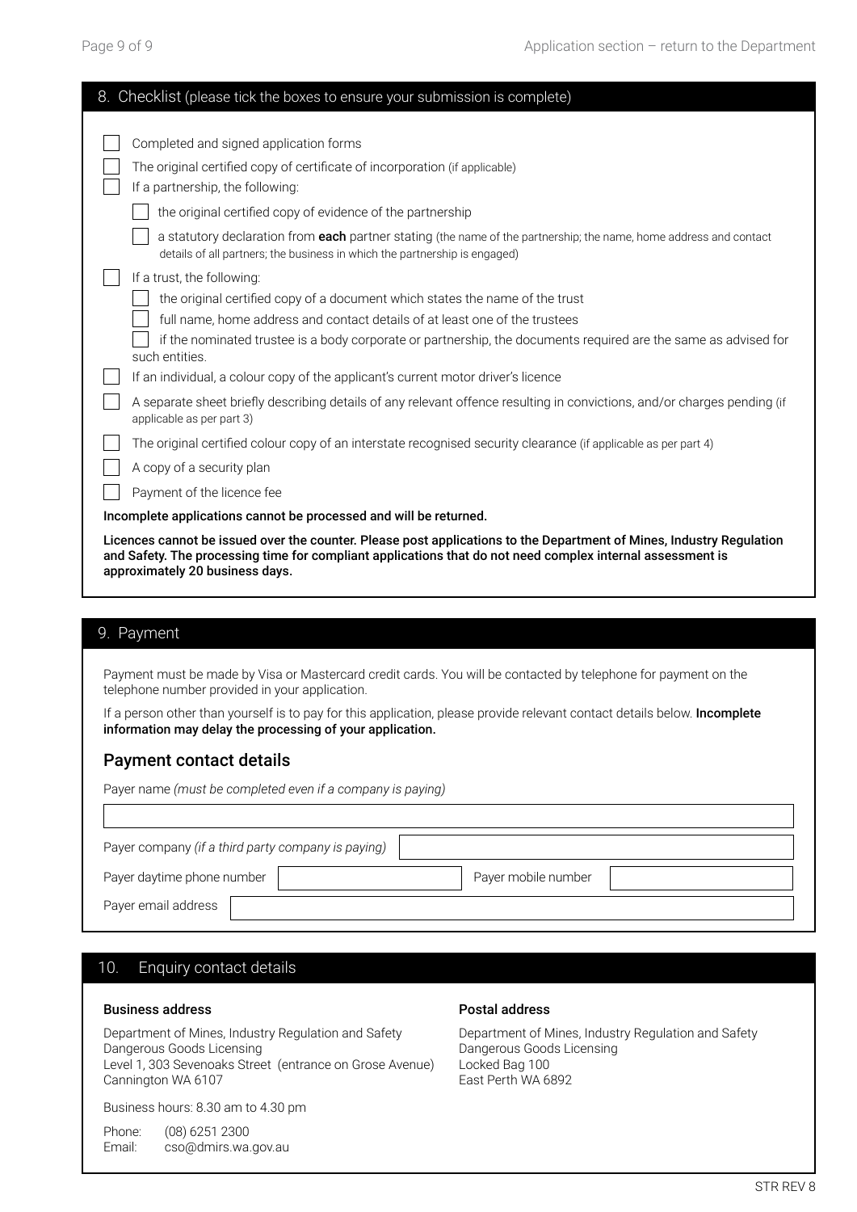## 8. Checklist (please tick the boxes to ensure your submission is complete)

- [ ] Completed and signed application forms
- [ ] The original certified copy of certificate of incorporation (if applicable)
- [ ] If a partnership, the following:
  - [ ] the original certified copy of evidence of the partnership
  - [ ] a statutory declaration from **each** partner stating (the name of the partnership; the name, home address and contact details of all partners; the business in which the partnership is engaged)
- [ ] If a trust, the following:
  - [ ] the original certified copy of a document which states the name of the trust
  - [ ] full name, home address and contact details of at least one of the trustees
  - [ ] if the nominated trustee is a body corporate or partnership, the documents required are the same as advised for such entities.
- [ ] If an individual, a colour copy of the applicant's current motor driver's licence
- [ ] A separate sheet briefly describing details of any relevant offence resulting in convictions, and/or charges pending (if applicable as per part 3)
- [ ] The original certified colour copy of an interstate recognised security clearance (if applicable as per part 4)
- [ ] A copy of a security plan
- [ ] Payment of the licence fee

**Incomplete applications cannot be processed and will be returned.**

**Licences cannot be issued over the counter. Please post applications to the Department of Mines, Industry Regulation and Safety. The processing time for compliant applications that do not need complex internal assessment is approximately 20 business days.**

## 9. Payment

Payment must be made by Visa or Mastercard credit cards. You will be contacted by telephone for payment on the telephone number provided in your application.

If a person other than yourself is to pay for this application, please provide relevant contact details below. **Incomplete information may delay the processing of your application.**

### Payment contact details

Payer name *(must be completed even if a company is paying)*

\_\_\_\_\_\_\_\_\_\_\_\_\_\_\_\_\_\_\_\_

Payer company *(if a third party company is paying)* \_\_\_\_\_\_\_\_\_\_\_\_\_\_\_\_\_\_\_\_

Payer daytime phone number \_\_\_\_\_\_\_\_\_\_ Payer mobile number \_\_\_\_\_\_\_\_\_\_

Payer email address \_\_\_\_\_\_\_\_\_\_\_\_\_\_\_\_\_\_\_\_

## 10. Enquiry contact details

**Business address**

Department of Mines, Industry Regulation and Safety
Dangerous Goods Licensing
Level 1, 303 Sevenoaks Street (entrance on Grose Avenue)
Cannington WA 6107

Business hours: 8.30 am to 4.30 pm

Phone: (08) 6251 2300
Email: cso@dmirs.wa.gov.au

**Postal address**

Department of Mines, Industry Regulation and Safety
Dangerous Goods Licensing
Locked Bag 100
East Perth WA 6892

STR REV 8